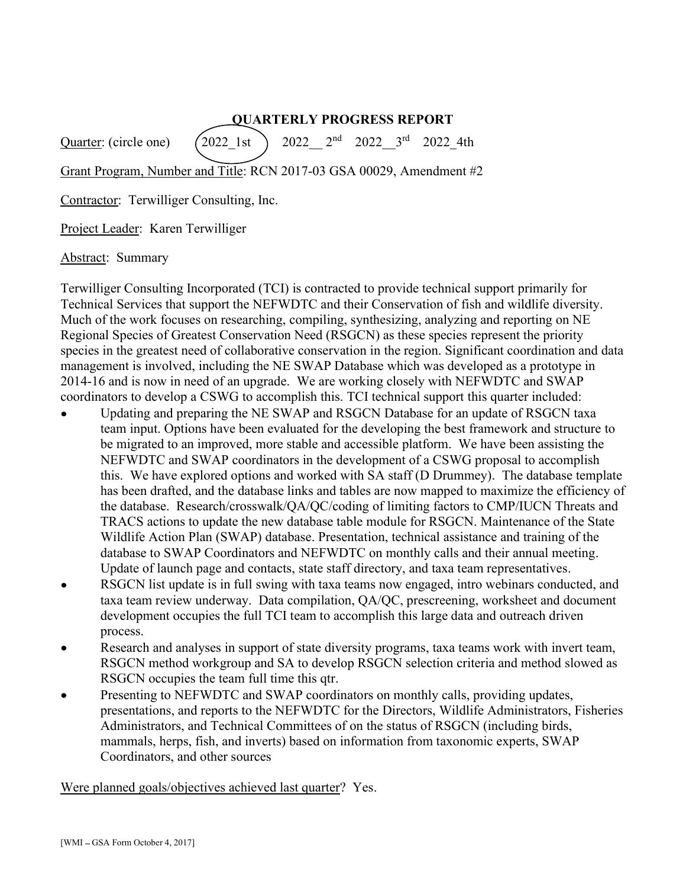## QUARTERLY PROGRESS REPORT

Quarter: (circle one) 2022_1st (circled) 2022__ 2nd 2022__3rd 2022_4th

Grant Program, Number and Title: RCN 2017-03 GSA 00029, Amendment #2

Contractor: Terwilliger Consulting, Inc.

Project Leader: Karen Terwilliger

Abstract: Summary

Terwilliger Consulting Incorporated (TCI) is contracted to provide technical support primarily for Technical Services that support the NEFWDTC and their Conservation of fish and wildlife diversity. Much of the work focuses on researching, compiling, synthesizing, analyzing and reporting on NE Regional Species of Greatest Conservation Need (RSGCN) as these species represent the priority species in the greatest need of collaborative conservation in the region. Significant coordination and data management is involved, including the NE SWAP Database which was developed as a prototype in 2014-16 and is now in need of an upgrade. We are working closely with NEFWDTC and SWAP coordinators to develop a CSWG to accomplish this. TCI technical support this quarter included:

- Updating and preparing the NE SWAP and RSGCN Database for an update of RSGCN taxa team input. Options have been evaluated for the developing the best framework and structure to be migrated to an improved, more stable and accessible platform. We have been assisting the NEFWDTC and SWAP coordinators in the development of a CSWG proposal to accomplish this. We have explored options and worked with SA staff (D Drummey). The database template has been drafted, and the database links and tables are now mapped to maximize the efficiency of the database. Research/crosswalk/QA/QC/coding of limiting factors to CMP/IUCN Threats and TRACS actions to update the new database table module for RSGCN. Maintenance of the State Wildlife Action Plan (SWAP) database. Presentation, technical assistance and training of the database to SWAP Coordinators and NEFWDTC on monthly calls and their annual meeting. Update of launch page and contacts, state staff directory, and taxa team representatives.
- RSGCN list update is in full swing with taxa teams now engaged, intro webinars conducted, and taxa team review underway. Data compilation, QA/QC, prescreening, worksheet and document development occupies the full TCI team to accomplish this large data and outreach driven process.
- Research and analyses in support of state diversity programs, taxa teams work with invert team, RSGCN method workgroup and SA to develop RSGCN selection criteria and method slowed as RSGCN occupies the team full time this qtr.
- Presenting to NEFWDTC and SWAP coordinators on monthly calls, providing updates, presentations, and reports to the NEFWDTC for the Directors, Wildlife Administrators, Fisheries Administrators, and Technical Committees of on the status of RSGCN (including birds, mammals, herps, fish, and inverts) based on information from taxonomic experts, SWAP Coordinators, and other sources

Were planned goals/objectives achieved last quarter? Yes.

[WMI – GSA Form October 4, 2017]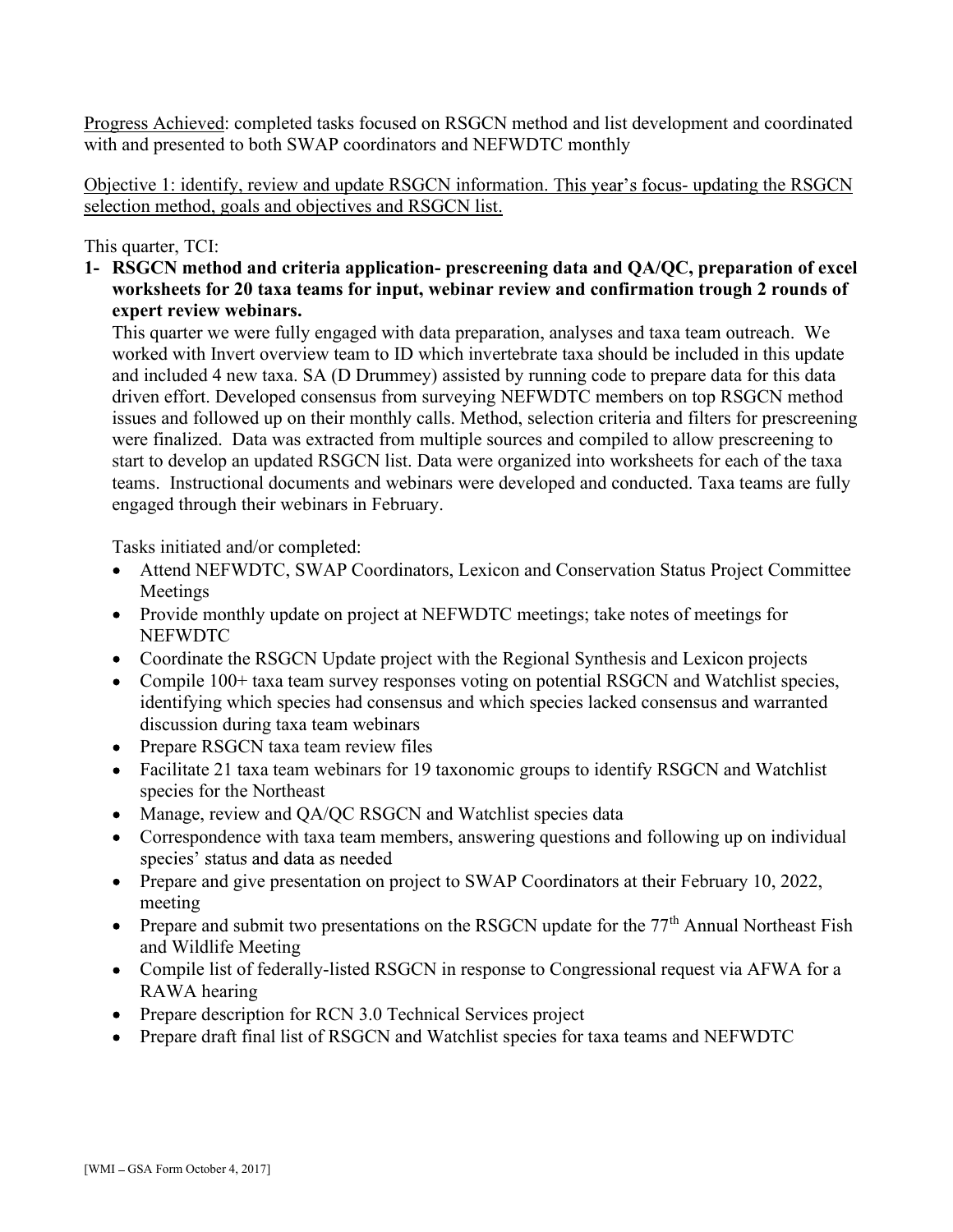Progress Achieved: completed tasks focused on RSGCN method and list development and coordinated with and presented to both SWAP coordinators and NEFWDTC monthly

Objective 1: identify, review and update RSGCN information. This year's focus- updating the RSGCN selection method, goals and objectives and RSGCN list.

This quarter, TCI:

1- **RSGCN method and criteria application- prescreening data and QA/QC, preparation of excel worksheets for 20 taxa teams for input, webinar review and confirmation trough 2 rounds of expert review webinars.**

   This quarter we were fully engaged with data preparation, analyses and taxa team outreach. We worked with Invert overview team to ID which invertebrate taxa should be included in this update and included 4 new taxa. SA (D Drummey) assisted by running code to prepare data for this data driven effort. Developed consensus from surveying NEFWDTC members on top RSGCN method issues and followed up on their monthly calls. Method, selection criteria and filters for prescreening were finalized. Data was extracted from multiple sources and compiled to allow prescreening to start to develop an updated RSGCN list. Data were organized into worksheets for each of the taxa teams. Instructional documents and webinars were developed and conducted. Taxa teams are fully engaged through their webinars in February.

   Tasks initiated and/or completed:

   - Attend NEFWDTC, SWAP Coordinators, Lexicon and Conservation Status Project Committee Meetings
   - Provide monthly update on project at NEFWDTC meetings; take notes of meetings for NEFWDTC
   - Coordinate the RSGCN Update project with the Regional Synthesis and Lexicon projects
   - Compile 100+ taxa team survey responses voting on potential RSGCN and Watchlist species, identifying which species had consensus and which species lacked consensus and warranted discussion during taxa team webinars
   - Prepare RSGCN taxa team review files
   - Facilitate 21 taxa team webinars for 19 taxonomic groups to identify RSGCN and Watchlist species for the Northeast
   - Manage, review and QA/QC RSGCN and Watchlist species data
   - Correspondence with taxa team members, answering questions and following up on individual species' status and data as needed
   - Prepare and give presentation on project to SWAP Coordinators at their February 10, 2022, meeting
   - Prepare and submit two presentations on the RSGCN update for the 77th Annual Northeast Fish and Wildlife Meeting
   - Compile list of federally-listed RSGCN in response to Congressional request via AFWA for a RAWA hearing
   - Prepare description for RCN 3.0 Technical Services project
   - Prepare draft final list of RSGCN and Watchlist species for taxa teams and NEFWDTC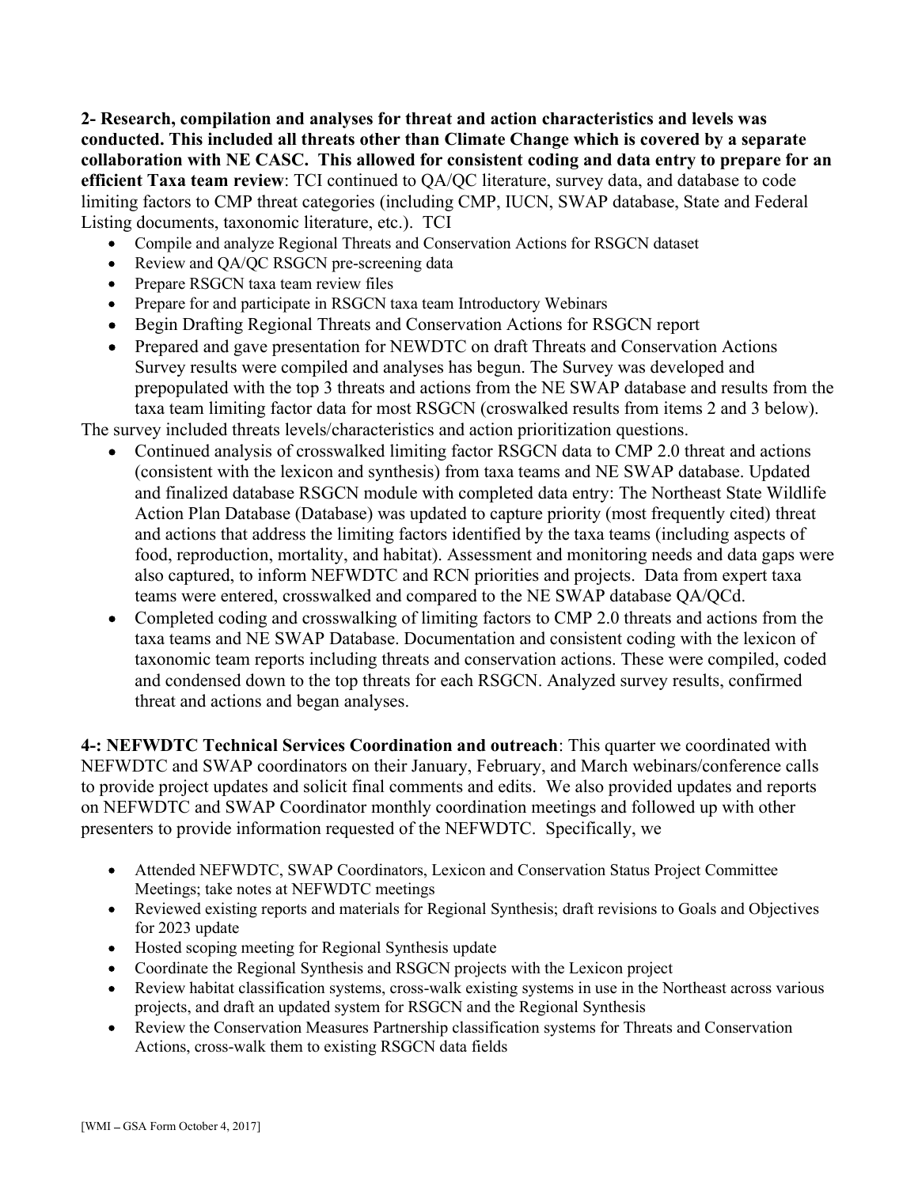**2- Research, compilation and analyses for threat and action characteristics and levels was conducted. This included all threats other than Climate Change which is covered by a separate collaboration with NE CASC. This allowed for consistent coding and data entry to prepare for an efficient Taxa team review**: TCI continued to QA/QC literature, survey data, and database to code limiting factors to CMP threat categories (including CMP, IUCN, SWAP database, State and Federal Listing documents, taxonomic literature, etc.). TCI

- Compile and analyze Regional Threats and Conservation Actions for RSGCN dataset
- Review and QA/QC RSGCN pre-screening data
- Prepare RSGCN taxa team review files
- Prepare for and participate in RSGCN taxa team Introductory Webinars
- Begin Drafting Regional Threats and Conservation Actions for RSGCN report
- Prepared and gave presentation for NEWDTC on draft Threats and Conservation Actions Survey results were compiled and analyses has begun. The Survey was developed and prepopulated with the top 3 threats and actions from the NE SWAP database and results from the taxa team limiting factor data for most RSGCN (croswalked results from items 2 and 3 below).

The survey included threats levels/characteristics and action prioritization questions.

- Continued analysis of crosswalked limiting factor RSGCN data to CMP 2.0 threat and actions (consistent with the lexicon and synthesis) from taxa teams and NE SWAP database. Updated and finalized database RSGCN module with completed data entry: The Northeast State Wildlife Action Plan Database (Database) was updated to capture priority (most frequently cited) threat and actions that address the limiting factors identified by the taxa teams (including aspects of food, reproduction, mortality, and habitat). Assessment and monitoring needs and data gaps were also captured, to inform NEFWDTC and RCN priorities and projects. Data from expert taxa teams were entered, crosswalked and compared to the NE SWAP database QA/QCd.
- Completed coding and crosswalking of limiting factors to CMP 2.0 threats and actions from the taxa teams and NE SWAP Database. Documentation and consistent coding with the lexicon of taxonomic team reports including threats and conservation actions. These were compiled, coded and condensed down to the top threats for each RSGCN. Analyzed survey results, confirmed threat and actions and began analyses.

**4-: NEFWDTC Technical Services Coordination and outreach**: This quarter we coordinated with NEFWDTC and SWAP coordinators on their January, February, and March webinars/conference calls to provide project updates and solicit final comments and edits. We also provided updates and reports on NEFWDTC and SWAP Coordinator monthly coordination meetings and followed up with other presenters to provide information requested of the NEFWDTC. Specifically, we

- Attended NEFWDTC, SWAP Coordinators, Lexicon and Conservation Status Project Committee Meetings; take notes at NEFWDTC meetings
- Reviewed existing reports and materials for Regional Synthesis; draft revisions to Goals and Objectives for 2023 update
- Hosted scoping meeting for Regional Synthesis update
- Coordinate the Regional Synthesis and RSGCN projects with the Lexicon project
- Review habitat classification systems, cross-walk existing systems in use in the Northeast across various projects, and draft an updated system for RSGCN and the Regional Synthesis
- Review the Conservation Measures Partnership classification systems for Threats and Conservation Actions, cross-walk them to existing RSGCN data fields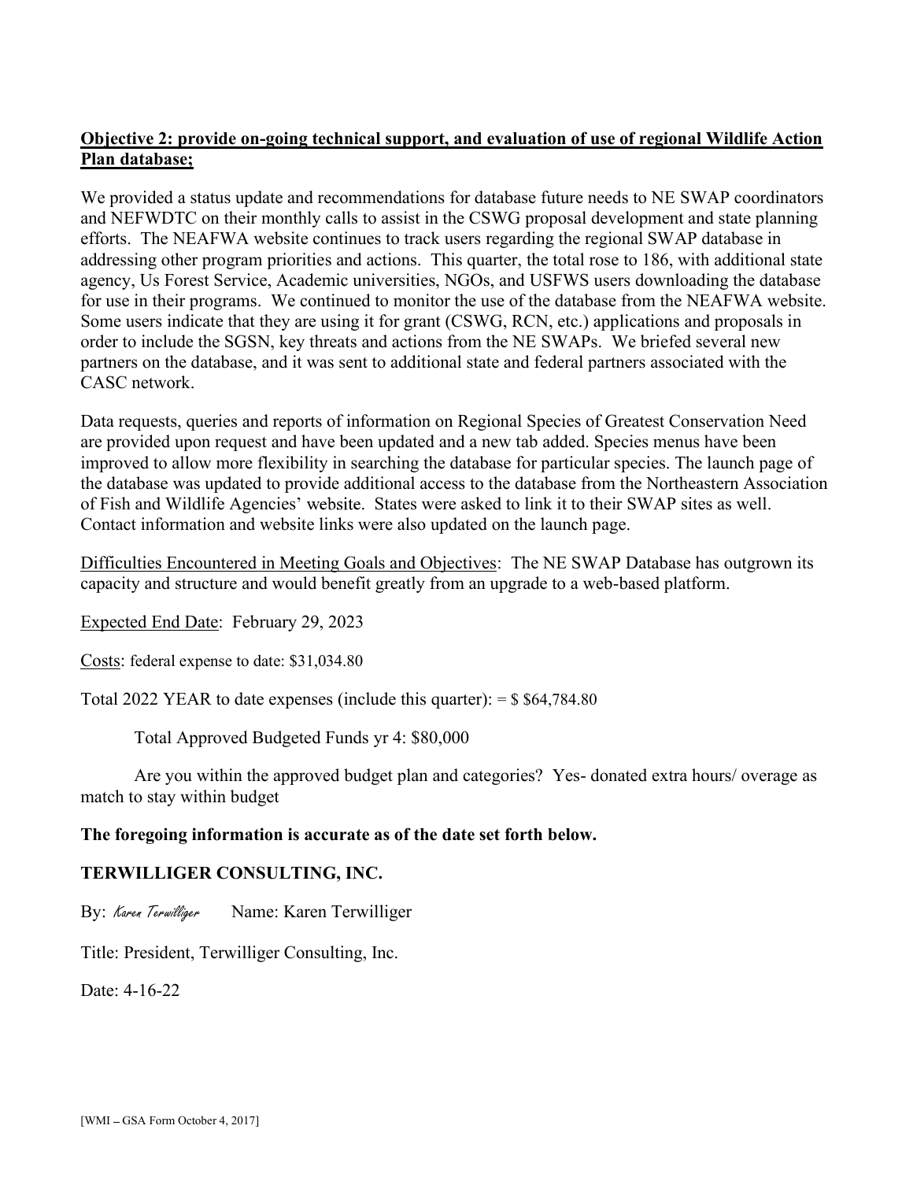**Objective 2: provide on-going technical support, and evaluation of use of regional Wildlife Action Plan database;**

We provided a status update and recommendations for database future needs to NE SWAP coordinators and NEFWDTC on their monthly calls to assist in the CSWG proposal development and state planning efforts. The NEAFWA website continues to track users regarding the regional SWAP database in addressing other program priorities and actions. This quarter, the total rose to 186, with additional state agency, Us Forest Service, Academic universities, NGOs, and USFWS users downloading the database for use in their programs. We continued to monitor the use of the database from the NEAFWA website. Some users indicate that they are using it for grant (CSWG, RCN, etc.) applications and proposals in order to include the SGSN, key threats and actions from the NE SWAPs. We briefed several new partners on the database, and it was sent to additional state and federal partners associated with the CASC network.

Data requests, queries and reports of information on Regional Species of Greatest Conservation Need are provided upon request and have been updated and a new tab added. Species menus have been improved to allow more flexibility in searching the database for particular species. The launch page of the database was updated to provide additional access to the database from the Northeastern Association of Fish and Wildlife Agencies' website. States were asked to link it to their SWAP sites as well. Contact information and website links were also updated on the launch page.

Difficulties Encountered in Meeting Goals and Objectives: The NE SWAP Database has outgrown its capacity and structure and would benefit greatly from an upgrade to a web-based platform.

Expected End Date: February 29, 2023

Costs: federal expense to date: $31,034.80

Total 2022 YEAR to date expenses (include this quarter): = $ $64,784.80

Total Approved Budgeted Funds yr 4: $80,000

Are you within the approved budget plan and categories? Yes- donated extra hours/ overage as match to stay within budget

**The foregoing information is accurate as of the date set forth below.**

**TERWILLIGER CONSULTING, INC.**

By: *Karen Terwilliger* Name: Karen Terwilliger

Title: President, Terwilliger Consulting, Inc.

Date: 4-16-22

[WMI – GSA Form October 4, 2017]